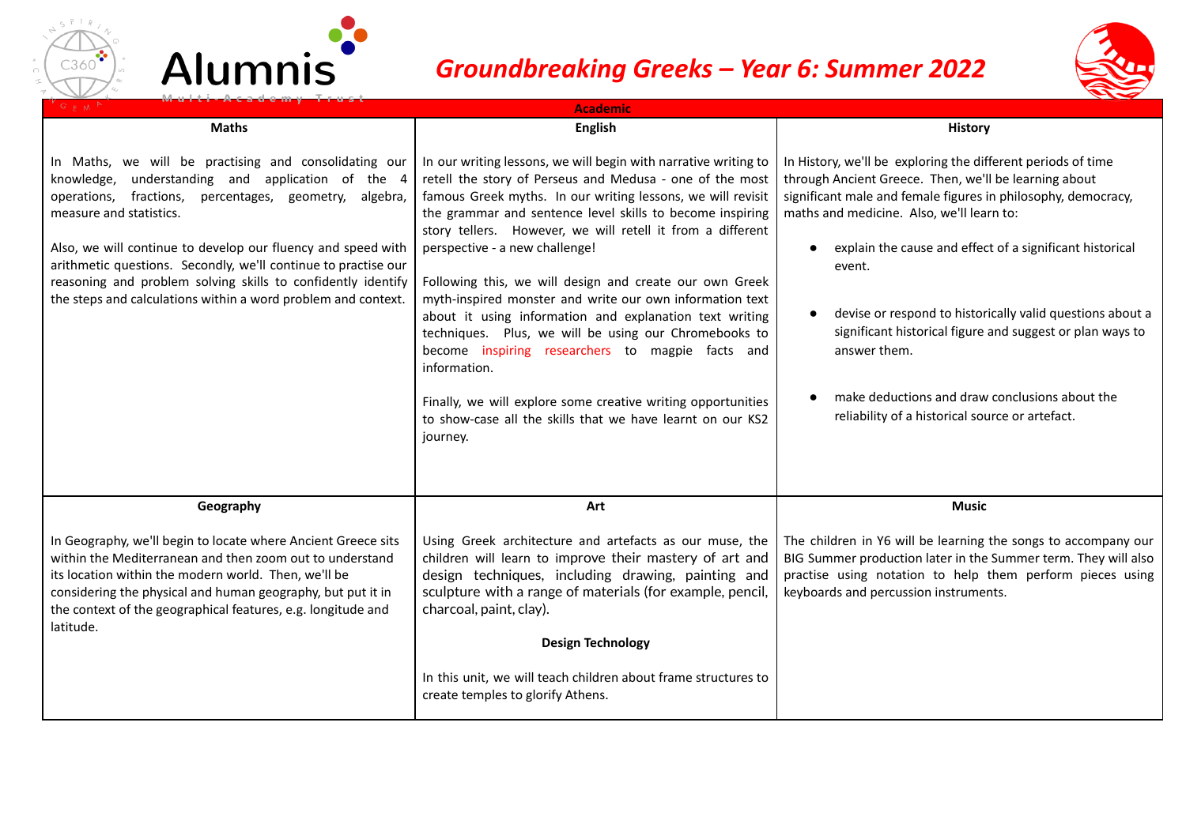# Groundbreaking Greeks – Year 6: Summer 2022

## Academic

### Maths

In Maths, we will be practising and consolidating our knowledge, understanding and application of the 4 operations, fractions, percentages, geometry, algebra, measure and statistics.

Also, we will continue to develop our fluency and speed with arithmetic questions. Secondly, we'll continue to practise our reasoning and problem solving skills to confidently identify the steps and calculations within a word problem and context.

### English

In our writing lessons, we will begin with narrative writing to retell the story of Perseus and Medusa - one of the most famous Greek myths. In our writing lessons, we will revisit the grammar and sentence level skills to become inspiring story tellers. However, we will retell it from a different perspective - a new challenge!

Following this, we will design and create our own Greek myth-inspired monster and write our own information text about it using information and explanation text writing techniques. Plus, we will be using our Chromebooks to become inspiring researchers to magpie facts and information.

Finally, we will explore some creative writing opportunities to show-case all the skills that we have learnt on our KS2 journey.

### History

In History, we'll be exploring the different periods of time through Ancient Greece. Then, we'll be learning about significant male and female figures in philosophy, democracy, maths and medicine. Also, we'll learn to:

- explain the cause and effect of a significant historical event.
- devise or respond to historically valid questions about a significant historical figure and suggest or plan ways to answer them.
- make deductions and draw conclusions about the reliability of a historical source or artefact.

### Geography

In Geography, we'll begin to locate where Ancient Greece sits within the Mediterranean and then zoom out to understand its location within the modern world. Then, we'll be considering the physical and human geography, but put it in the context of the geographical features, e.g. longitude and latitude.

### Art

Using Greek architecture and artefacts as our muse, the children will learn to improve their mastery of art and design techniques, including drawing, painting and sculpture with a range of materials (for example, pencil, charcoal, paint, clay).

### Design Technology

In this unit, we will teach children about frame structures to create temples to glorify Athens.

### Music

The children in Y6 will be learning the songs to accompany our BIG Summer production later in the Summer term. They will also practise using notation to help them perform pieces using keyboards and percussion instruments.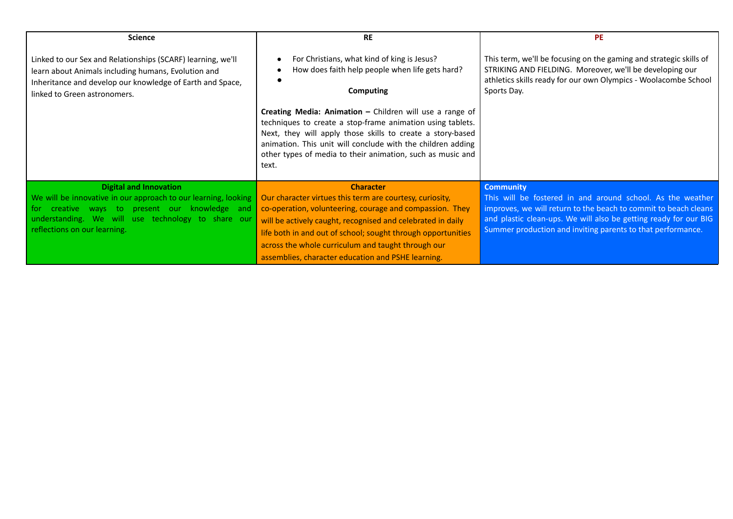| Science | RE | PE |
|---|---|---|
| Linked to our Sex and Relationships (SCARF) learning, we'll learn about Animals including humans, Evolution and Inheritance and develop our knowledge of Earth and Space, linked to Green astronomers. | • For Christians, what kind of king is Jesus?<br>• How does faith help people when life gets hard?<br>•<br>**Computing**<br>**Creating Media: Animation –** Children will use a range of techniques to create a stop-frame animation using tablets. Next, they will apply those skills to create a story-based animation. This unit will conclude with the children adding other types of media to their animation, such as music and text. | This term, we'll be focusing on the gaming and strategic skills of STRIKING AND FIELDING. Moreover, we'll be developing our athletics skills ready for our own Olympics - Woolacombe School Sports Day. |
| **Digital and Innovation**<br>We will be innovative in our approach to our learning, looking for creative ways to present our knowledge and understanding. We will use technology to share our reflections on our learning. | **Character**<br>Our character virtues this term are courtesy, curiosity, co-operation, volunteering, courage and compassion. They will be actively caught, recognised and celebrated in daily life both in and out of school; sought through opportunities across the whole curriculum and taught through our assemblies, character education and PSHE learning. | **Community**<br>This will be fostered in and around school. As the weather improves, we will return to the beach to commit to beach cleans and plastic clean-ups. We will also be getting ready for our BIG Summer production and inviting parents to that performance. |